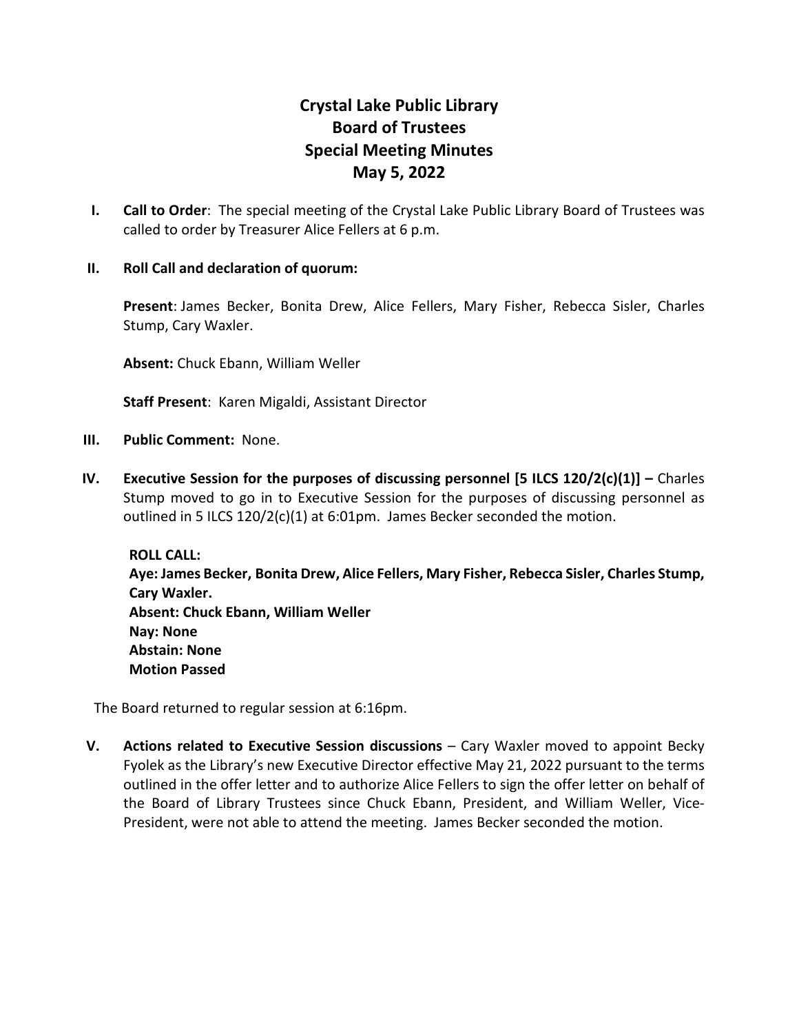# Crystal Lake Public Library
# Board of Trustees
# Special Meeting Minutes
# May 5, 2022

**I. Call to Order**: The special meeting of the Crystal Lake Public Library Board of Trustees was called to order by Treasurer Alice Fellers at 6 p.m.

**II. Roll Call and declaration of quorum:**

**Present**: James Becker, Bonita Drew, Alice Fellers, Mary Fisher, Rebecca Sisler, Charles Stump, Cary Waxler.

**Absent:** Chuck Ebann, William Weller

**Staff Present**: Karen Migaldi, Assistant Director

**III. Public Comment:** None.

**IV. Executive Session for the purposes of discussing personnel [5 ILCS 120/2(c)(1)] –** Charles Stump moved to go in to Executive Session for the purposes of discussing personnel as outlined in 5 ILCS 120/2(c)(1) at 6:01pm. James Becker seconded the motion.

**ROLL CALL:**
**Aye: James Becker, Bonita Drew, Alice Fellers, Mary Fisher, Rebecca Sisler, Charles Stump, Cary Waxler.**
**Absent: Chuck Ebann, William Weller**
**Nay: None**
**Abstain: None**
**Motion Passed**

The Board returned to regular session at 6:16pm.

**V. Actions related to Executive Session discussions** – Cary Waxler moved to appoint Becky Fyolek as the Library's new Executive Director effective May 21, 2022 pursuant to the terms outlined in the offer letter and to authorize Alice Fellers to sign the offer letter on behalf of the Board of Library Trustees since Chuck Ebann, President, and William Weller, Vice-President, were not able to attend the meeting. James Becker seconded the motion.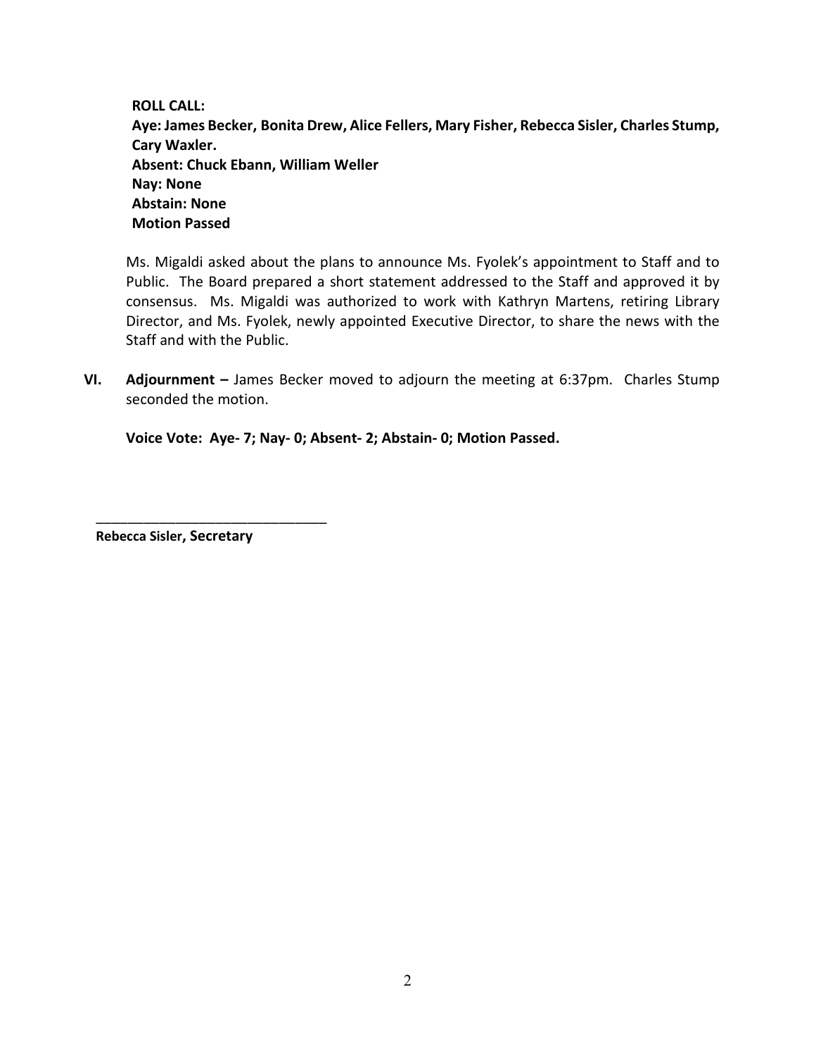**ROLL CALL:**
**Aye: James Becker, Bonita Drew, Alice Fellers, Mary Fisher, Rebecca Sisler, Charles Stump, Cary Waxler.**
**Absent: Chuck Ebann, William Weller**
**Nay: None**
**Abstain: None**
**Motion Passed**

Ms. Migaldi asked about the plans to announce Ms. Fyolek's appointment to Staff and to Public. The Board prepared a short statement addressed to the Staff and approved it by consensus. Ms. Migaldi was authorized to work with Kathryn Martens, retiring Library Director, and Ms. Fyolek, newly appointed Executive Director, to share the news with the Staff and with the Public.

**VI. Adjournment –** James Becker moved to adjourn the meeting at 6:37pm. Charles Stump seconded the motion.

**Voice Vote: Aye- 7; Nay- 0; Absent- 2; Abstain- 0; Motion Passed.**

______________________________
**Rebecca Sisler, Secretary**